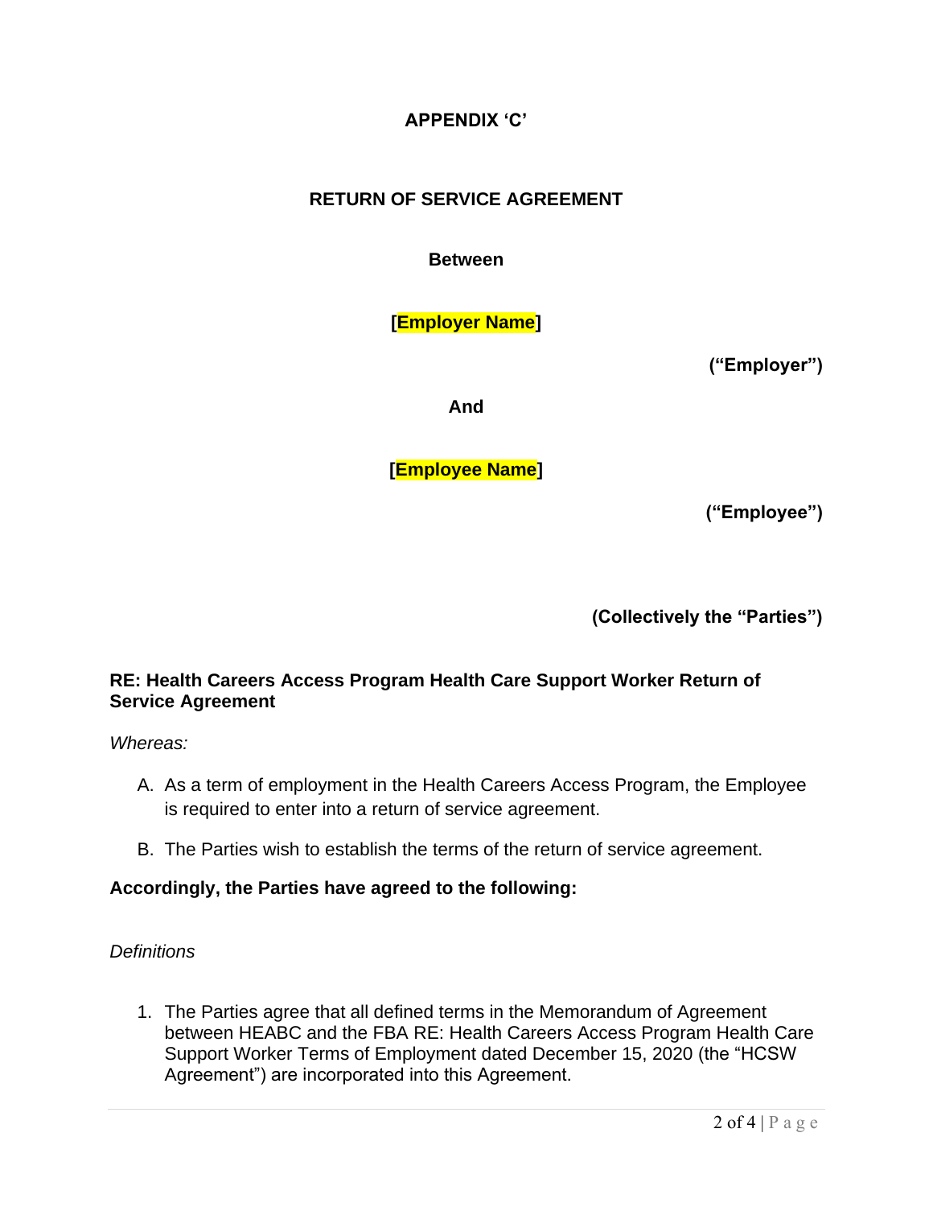# APPENDIX 'C'

## RETURN OF SERVICE AGREEMENT

**Between**

**[Employer Name]**

**("Employer")**

**And**

**[Employee Name]**

**("Employee")**

**(Collectively the "Parties")**

**RE: Health Careers Access Program Health Care Support Worker Return of Service Agreement**

*Whereas:*

A. As a term of employment in the Health Careers Access Program, the Employee is required to enter into a return of service agreement.

B. The Parties wish to establish the terms of the return of service agreement.

**Accordingly, the Parties have agreed to the following:**

*Definitions*

1. The Parties agree that all defined terms in the Memorandum of Agreement between HEABC and the FBA RE: Health Careers Access Program Health Care Support Worker Terms of Employment dated December 15, 2020 (the "HCSW Agreement") are incorporated into this Agreement.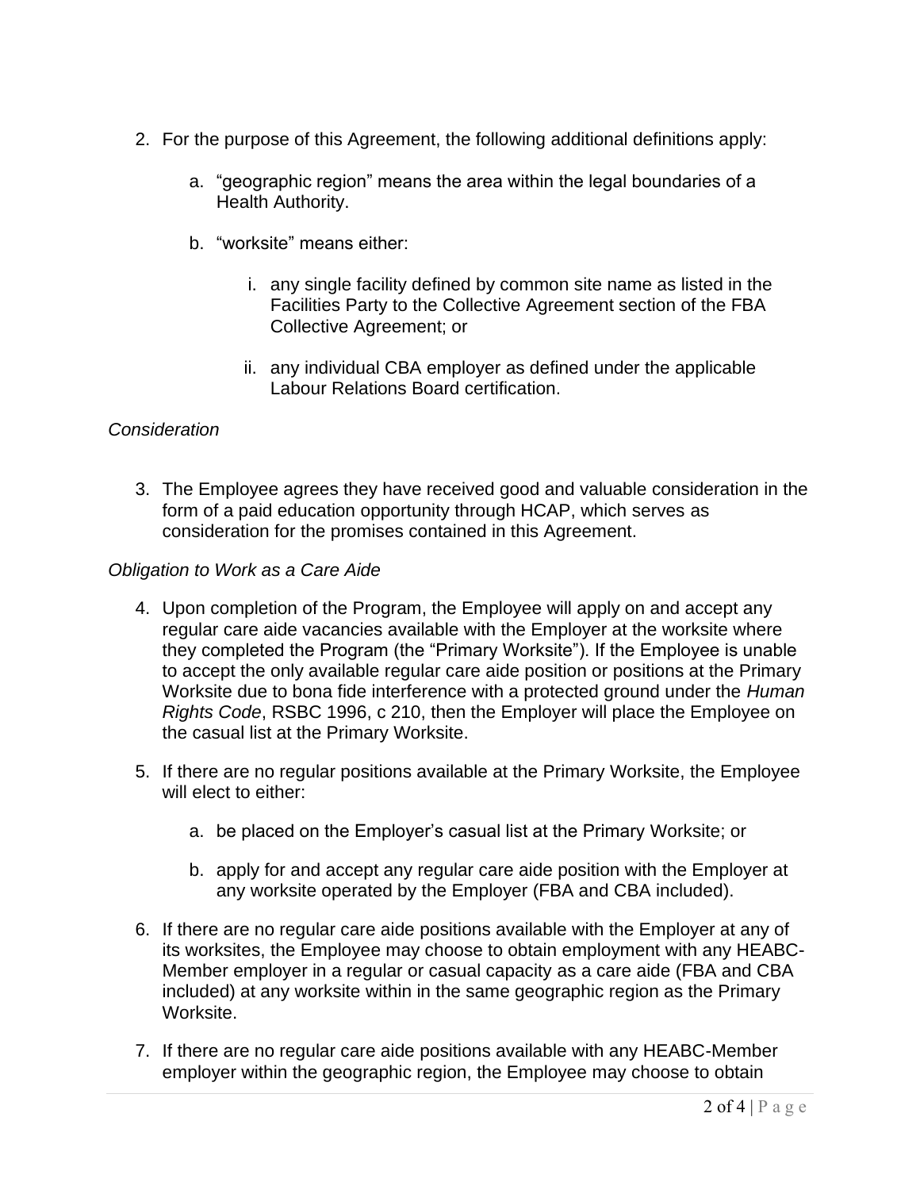2. For the purpose of this Agreement, the following additional definitions apply:

    a. “geographic region” means the area within the legal boundaries of a Health Authority.

    b. “worksite” means either:

        i. any single facility defined by common site name as listed in the Facilities Party to the Collective Agreement section of the FBA Collective Agreement; or

        ii. any individual CBA employer as defined under the applicable Labour Relations Board certification.

*Consideration*

3. The Employee agrees they have received good and valuable consideration in the form of a paid education opportunity through HCAP, which serves as consideration for the promises contained in this Agreement.

*Obligation to Work as a Care Aide*

4. Upon completion of the Program, the Employee will apply on and accept any regular care aide vacancies available with the Employer at the worksite where they completed the Program (the “Primary Worksite”). If the Employee is unable to accept the only available regular care aide position or positions at the Primary Worksite due to bona fide interference with a protected ground under the *Human Rights Code*, RSBC 1996, c 210, then the Employer will place the Employee on the casual list at the Primary Worksite.

5. If there are no regular positions available at the Primary Worksite, the Employee will elect to either:

    a. be placed on the Employer’s casual list at the Primary Worksite; or

    b. apply for and accept any regular care aide position with the Employer at any worksite operated by the Employer (FBA and CBA included).

6. If there are no regular care aide positions available with the Employer at any of its worksites, the Employee may choose to obtain employment with any HEABC-Member employer in a regular or casual capacity as a care aide (FBA and CBA included) at any worksite within in the same geographic region as the Primary Worksite.

7. If there are no regular care aide positions available with any HEABC-Member employer within the geographic region, the Employee may choose to obtain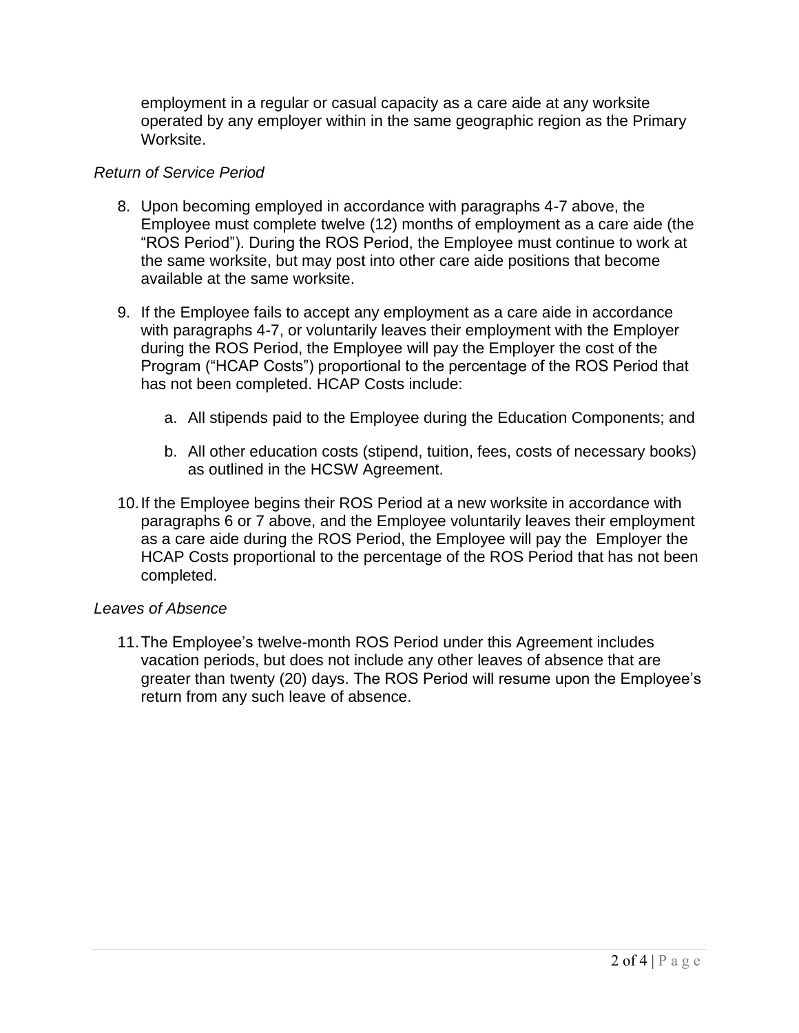employment in a regular or casual capacity as a care aide at any worksite operated by any employer within in the same geographic region as the Primary Worksite.

*Return of Service Period*

8. Upon becoming employed in accordance with paragraphs 4-7 above, the Employee must complete twelve (12) months of employment as a care aide (the "ROS Period"). During the ROS Period, the Employee must continue to work at the same worksite, but may post into other care aide positions that become available at the same worksite.

9. If the Employee fails to accept any employment as a care aide in accordance with paragraphs 4-7, or voluntarily leaves their employment with the Employer during the ROS Period, the Employee will pay the Employer the cost of the Program ("HCAP Costs") proportional to the percentage of the ROS Period that has not been completed. HCAP Costs include:

   a. All stipends paid to the Employee during the Education Components; and

   b. All other education costs (stipend, tuition, fees, costs of necessary books) as outlined in the HCSW Agreement.

10. If the Employee begins their ROS Period at a new worksite in accordance with paragraphs 6 or 7 above, and the Employee voluntarily leaves their employment as a care aide during the ROS Period, the Employee will pay the Employer the HCAP Costs proportional to the percentage of the ROS Period that has not been completed.

*Leaves of Absence*

11. The Employee's twelve-month ROS Period under this Agreement includes vacation periods, but does not include any other leaves of absence that are greater than twenty (20) days. The ROS Period will resume upon the Employee's return from any such leave of absence.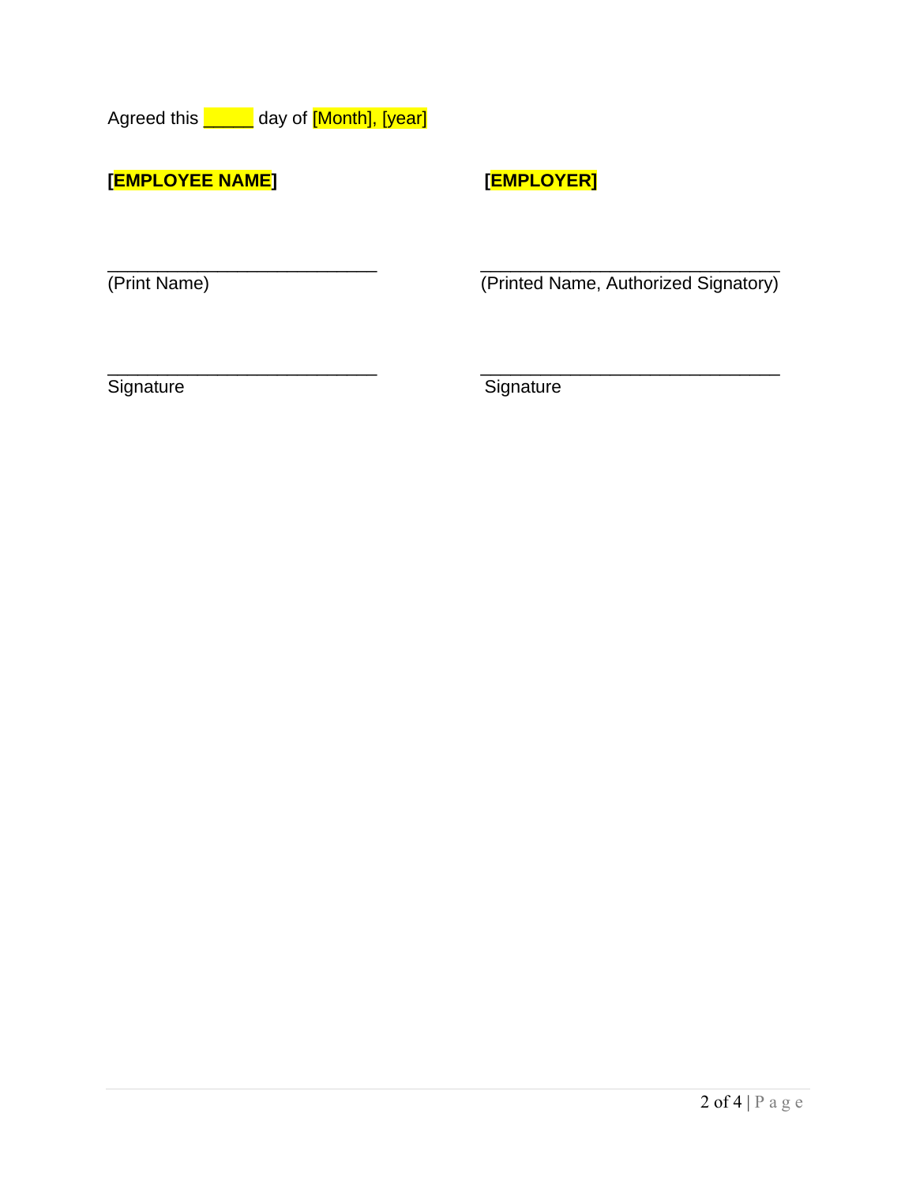Agreed this _____ day of [Month], [year]

| | |
|---|---|
| **[EMPLOYEE NAME]** | **[EMPLOYER]** |
| ____________________________ | _______________________________ |
| (Print Name) | (Printed Name, Authorized Signatory) |
| ____________________________ | _______________________________ |
| Signature | Signature |